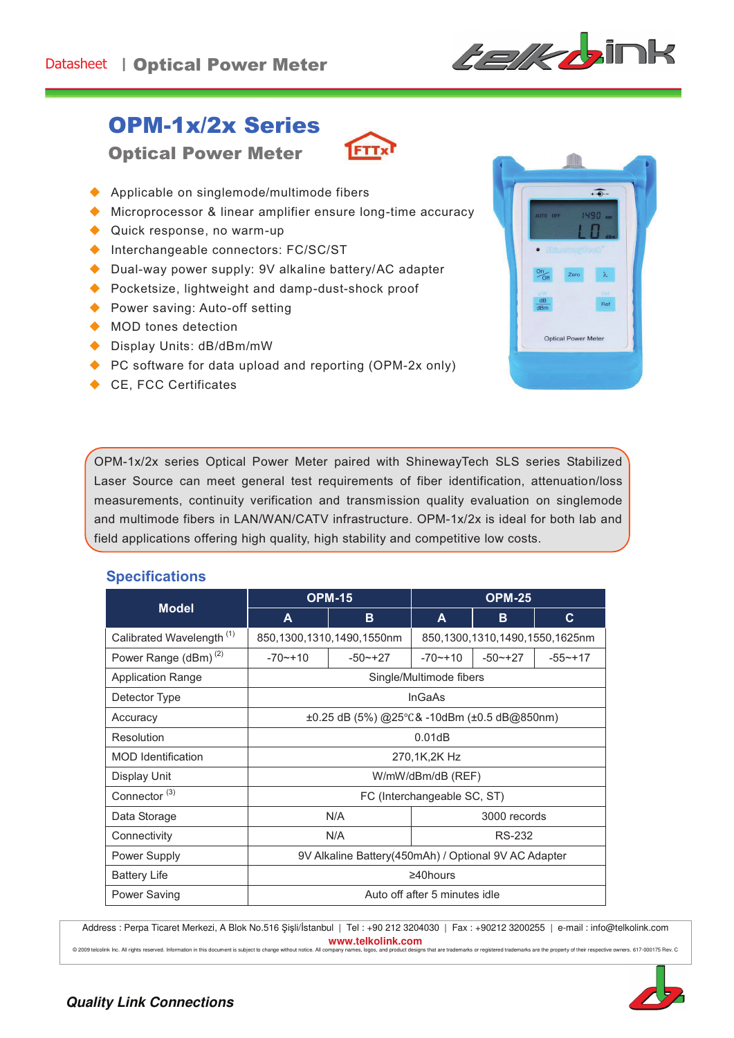Datasheet | Optical Power Meter

# OPM-1x/2x Series

## Optical Power Meter

- Applicable on singlemode/multimode fibers
- Microprocessor & linear amplifier ensure long-time accuracy
- Quick response, no warm-up
- Interchangeable connectors: FC/SC/ST
- Dual-way power supply: 9V alkaline battery/AC adapter
- Pocketsize, lightweight and damp-dust-shock proof
- Power saving: Auto-off setting
- MOD tones detection
- Display Units: dB/dBm/mW
- PC software for data upload and reporting (OPM-2x only)
- CE, FCC Certificates

OPM-1x/2x series Optical Power Meter paired with ShinewayTech SLS series Stabilized Laser Source can meet general test requirements of fiber identification, attenuation/loss measurements, continuity verification and transmission quality evaluation on singlemode and multimode fibers in LAN/WAN/CATV infrastructure. OPM-1x/2x is ideal for both lab and field applications offering high quality, high stability and competitive low costs.

## Specifications

| Model | OPM-15 | | OPM-25 | | |
|---|---|---|---|---|---|
| | A | B | A | B | C |
| Calibrated Wavelength [1] | 850,1300,1310,1490,1550nm | | 850,1300,1310,1490,1550,1625nm | | |
| Power Range (dBm) [2] | -70~+10 | -50~+27 | -70~+10 | -50~+27 | -55~+17 |
| Application Range | Single/Multimode fibers | | | | |
| Detector Type | InGaAs | | | | |
| Accuracy | ±0.25 dB (5%) @25℃& -10dBm (±0.5 dB@850nm) | | | | |
| Resolution | 0.01dB | | | | |
| MOD Identification | 270,1K,2K Hz | | | | |
| Display Unit | W/mW/dBm/dB (REF) | | | | |
| Connector [3] | FC (Interchangeable SC, ST) | | | | |
| Data Storage | N/A | | 3000 records | | |
| Connectivity | N/A | | RS-232 | | |
| Power Supply | 9V Alkaline Battery(450mAh) / Optional 9V AC Adapter | | | | |
| Battery Life | ≥40hours | | | | |
| Power Saving | Auto off after 5 minutes idle | | | | |

Address : Perpa Ticaret Merkezi, A Blok No.516 Şişli/İstanbul | Tel : +90 212 3204030 | Fax : +90212 3200255 | e-mail : info@telkolink.com

www.telkolink.com

© 2009 telcolink Inc. All rights reserved. Information in this document is subject to change without notice. All company names, logos, and product designs that are trademarks or registered trademarks are the property of their respective owners. 617-000175 Rev. C

*Quality Link Connections*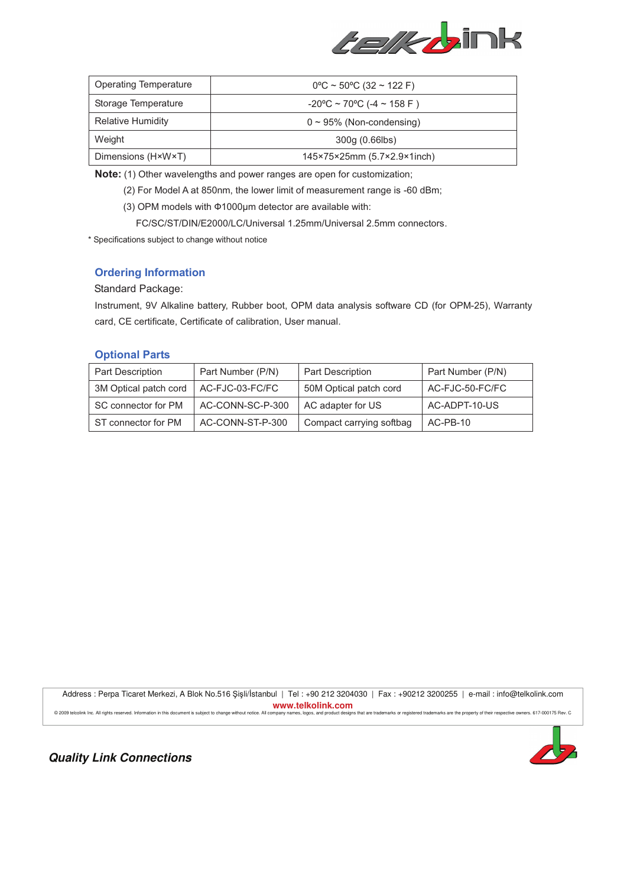| | |
|---|---|
| Operating Temperature | 0ºC ~ 50ºC (32 ~ 122 F) |
| Storage Temperature | -20ºC ~ 70ºC (-4 ~ 158 F ) |
| Relative Humidity | 0 ~ 95% (Non-condensing) |
| Weight | 300g (0.66lbs) |
| Dimensions (H×W×T) | 145×75×25mm (5.7×2.9×1inch) |

**Note:** (1) Other wavelengths and power ranges are open for customization;

(2) For Model A at 850nm, the lower limit of measurement range is -60 dBm;

(3) OPM models with Φ1000μm detector are available with:

FC/SC/ST/DIN/E2000/LC/Universal 1.25mm/Universal 2.5mm connectors.

* Specifications subject to change without notice

## Ordering Information

Standard Package:

Instrument, 9V Alkaline battery, Rubber boot, OPM data analysis software CD (for OPM-25), Warranty card, CE certificate, Certificate of calibration, User manual.

## Optional Parts

| Part Description | Part Number (P/N) | Part Description | Part Number (P/N) |
|---|---|---|---|
| 3M Optical patch cord | AC-FJC-03-FC/FC | 50M Optical patch cord | AC-FJC-50-FC/FC |
| SC connector for PM | AC-CONN-SC-P-300 | AC adapter for US | AC-ADPT-10-US |
| ST connector for PM | AC-CONN-ST-P-300 | Compact carrying softbag | AC-PB-10 |

Address : Perpa Ticaret Merkezi, A Blok No.516 Şişli/İstanbul | Tel : +90 212 3204030 | Fax : +90212 3200255 | e-mail : info@telkolink.com

**www.telkolink.com**

© 2009 telcolink Inc. All rights reserved. Information in this document is subject to change without notice. All company names, logos, and product designs that are trademarks or registered trademarks are the property of their respective owners. 617-000175 Rev. C

***Quality Link Connections***